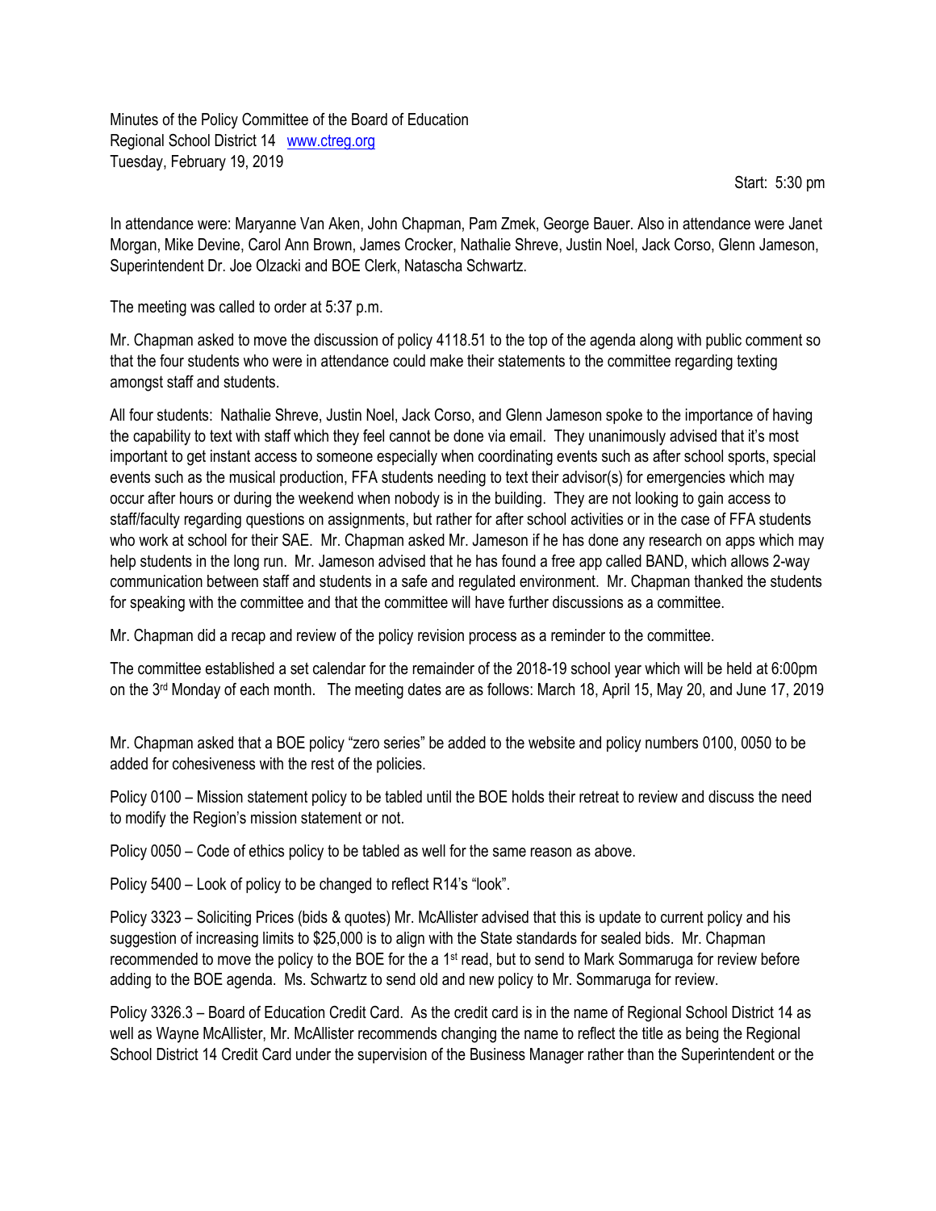Minutes of the Policy Committee of the Board of Education
Regional School District 14 www.ctreg.org
Tuesday, February 19, 2019

Start: 5:30 pm

In attendance were: Maryanne Van Aken, John Chapman, Pam Zmek, George Bauer. Also in attendance were Janet Morgan, Mike Devine, Carol Ann Brown, James Crocker, Nathalie Shreve, Justin Noel, Jack Corso, Glenn Jameson, Superintendent Dr. Joe Olzacki and BOE Clerk, Natascha Schwartz.

The meeting was called to order at 5:37 p.m.

Mr. Chapman asked to move the discussion of policy 4118.51 to the top of the agenda along with public comment so that the four students who were in attendance could make their statements to the committee regarding texting amongst staff and students.

All four students: Nathalie Shreve, Justin Noel, Jack Corso, and Glenn Jameson spoke to the importance of having the capability to text with staff which they feel cannot be done via email. They unanimously advised that it's most important to get instant access to someone especially when coordinating events such as after school sports, special events such as the musical production, FFA students needing to text their advisor(s) for emergencies which may occur after hours or during the weekend when nobody is in the building. They are not looking to gain access to staff/faculty regarding questions on assignments, but rather for after school activities or in the case of FFA students who work at school for their SAE. Mr. Chapman asked Mr. Jameson if he has done any research on apps which may help students in the long run. Mr. Jameson advised that he has found a free app called BAND, which allows 2-way communication between staff and students in a safe and regulated environment. Mr. Chapman thanked the students for speaking with the committee and that the committee will have further discussions as a committee.

Mr. Chapman did a recap and review of the policy revision process as a reminder to the committee.

The committee established a set calendar for the remainder of the 2018-19 school year which will be held at 6:00pm on the 3rd Monday of each month. The meeting dates are as follows: March 18, April 15, May 20, and June 17, 2019

Mr. Chapman asked that a BOE policy "zero series" be added to the website and policy numbers 0100, 0050 to be added for cohesiveness with the rest of the policies.

Policy 0100 – Mission statement policy to be tabled until the BOE holds their retreat to review and discuss the need to modify the Region's mission statement or not.

Policy 0050 – Code of ethics policy to be tabled as well for the same reason as above.

Policy 5400 – Look of policy to be changed to reflect R14's "look".

Policy 3323 – Soliciting Prices (bids & quotes) Mr. McAllister advised that this is update to current policy and his suggestion of increasing limits to $25,000 is to align with the State standards for sealed bids. Mr. Chapman recommended to move the policy to the BOE for the a 1st read, but to send to Mark Sommaruga for review before adding to the BOE agenda. Ms. Schwartz to send old and new policy to Mr. Sommaruga for review.

Policy 3326.3 – Board of Education Credit Card. As the credit card is in the name of Regional School District 14 as well as Wayne McAllister, Mr. McAllister recommends changing the name to reflect the title as being the Regional School District 14 Credit Card under the supervision of the Business Manager rather than the Superintendent or the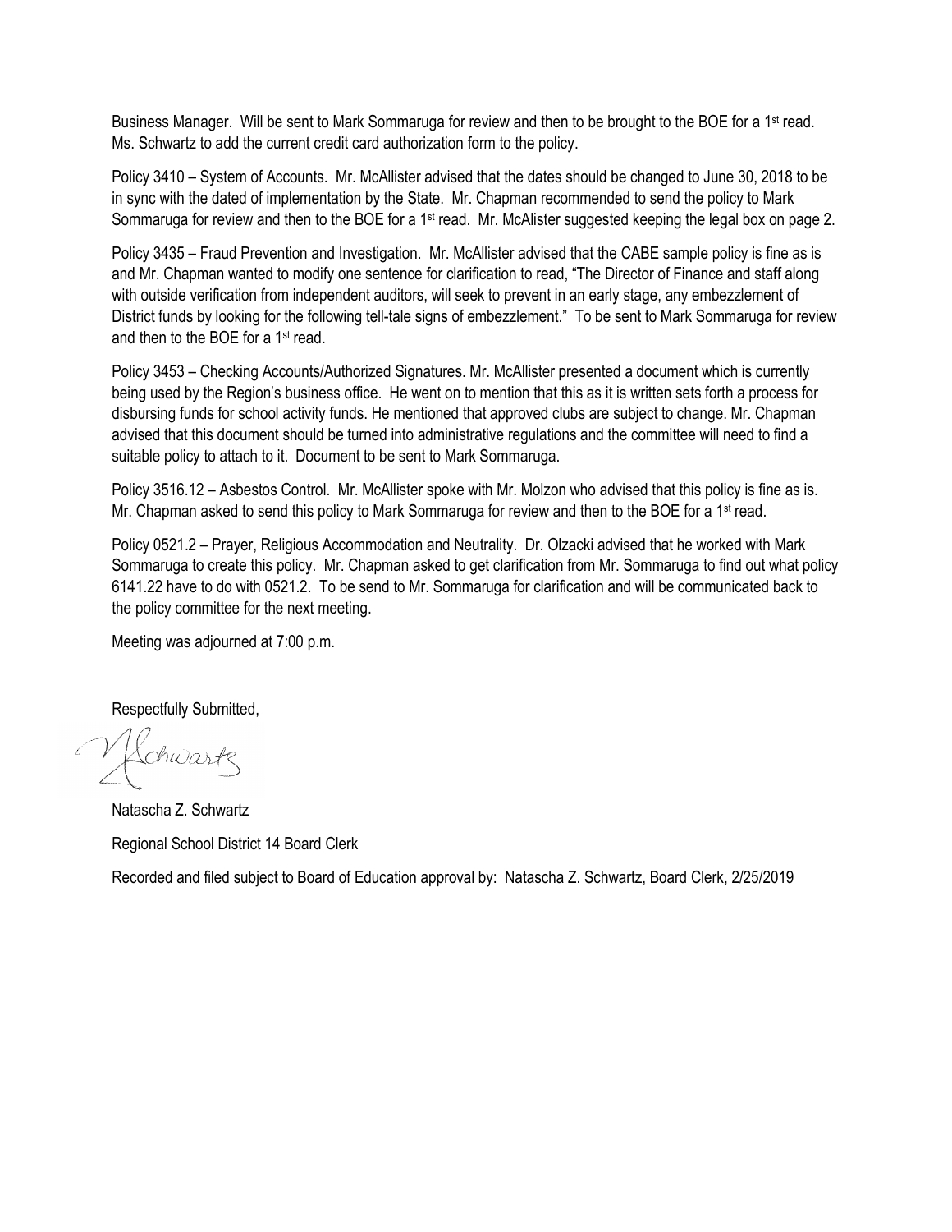Business Manager. Will be sent to Mark Sommaruga for review and then to be brought to the BOE for a 1st read. Ms. Schwartz to add the current credit card authorization form to the policy.

Policy 3410 – System of Accounts. Mr. McAllister advised that the dates should be changed to June 30, 2018 to be in sync with the dated of implementation by the State. Mr. Chapman recommended to send the policy to Mark Sommaruga for review and then to the BOE for a 1st read. Mr. McAlister suggested keeping the legal box on page 2.

Policy 3435 – Fraud Prevention and Investigation. Mr. McAllister advised that the CABE sample policy is fine as is and Mr. Chapman wanted to modify one sentence for clarification to read, "The Director of Finance and staff along with outside verification from independent auditors, will seek to prevent in an early stage, any embezzlement of District funds by looking for the following tell-tale signs of embezzlement." To be sent to Mark Sommaruga for review and then to the BOE for a 1st read.

Policy 3453 – Checking Accounts/Authorized Signatures. Mr. McAllister presented a document which is currently being used by the Region's business office. He went on to mention that this as it is written sets forth a process for disbursing funds for school activity funds. He mentioned that approved clubs are subject to change. Mr. Chapman advised that this document should be turned into administrative regulations and the committee will need to find a suitable policy to attach to it. Document to be sent to Mark Sommaruga.

Policy 3516.12 – Asbestos Control. Mr. McAllister spoke with Mr. Molzon who advised that this policy is fine as is. Mr. Chapman asked to send this policy to Mark Sommaruga for review and then to the BOE for a 1st read.

Policy 0521.2 – Prayer, Religious Accommodation and Neutrality. Dr. Olzacki advised that he worked with Mark Sommaruga to create this policy. Mr. Chapman asked to get clarification from Mr. Sommaruga to find out what policy 6141.22 have to do with 0521.2. To be send to Mr. Sommaruga for clarification and will be communicated back to the policy committee for the next meeting.

Meeting was adjourned at 7:00 p.m.

Respectfully Submitted,

Natascha Z. Schwartz

Regional School District 14 Board Clerk

Recorded and filed subject to Board of Education approval by: Natascha Z. Schwartz, Board Clerk, 2/25/2019